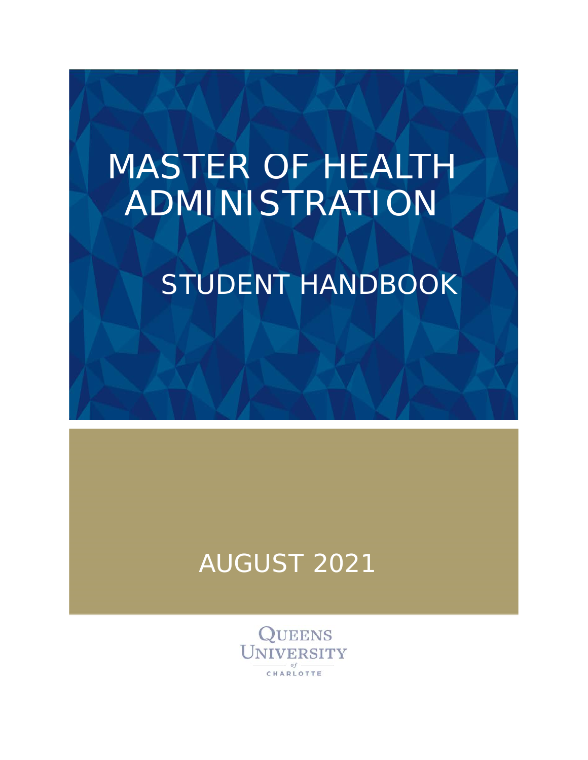# MASTER OF HEALTH ADMINISTRATION

## STUDENT HANDBOOK

AUGUST 2021

QUEENS UNIVERSITY of CHARLOTTE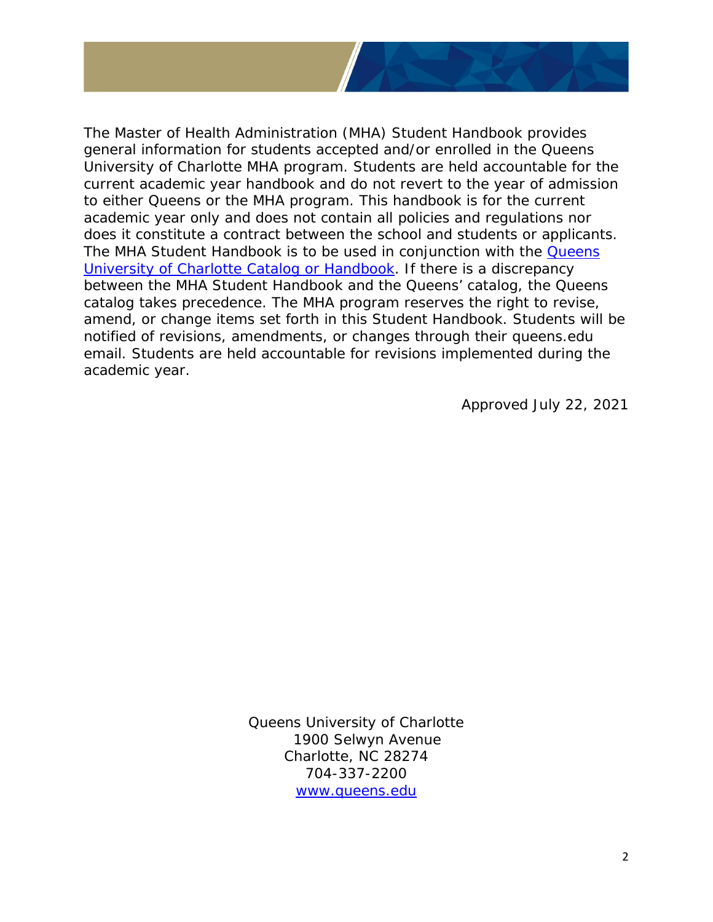The Master of Health Administration (MHA) Student Handbook provides general information for students accepted and/or enrolled in the Queens University of Charlotte MHA program. Students are held accountable for the current academic year handbook and do not revert to the year of admission to either Queens or the MHA program. This handbook is for the current academic year only and does not contain all policies and regulations nor does it constitute a contract between the school and students or applicants. The MHA Student Handbook is to be used in conjunction with the Queens University of Charlotte Catalog or Handbook. If there is a discrepancy between the MHA Student Handbook and the Queens' catalog, the Queens catalog takes precedence. The MHA program reserves the right to revise, amend, or change items set forth in this Student Handbook. Students will be notified of revisions, amendments, or changes through their queens.edu email. Students are held accountable for revisions implemented during the academic year.

Approved July 22, 2021

Queens University of Charlotte
1900 Selwyn Avenue
Charlotte, NC 28274
704-337-2200
www.queens.edu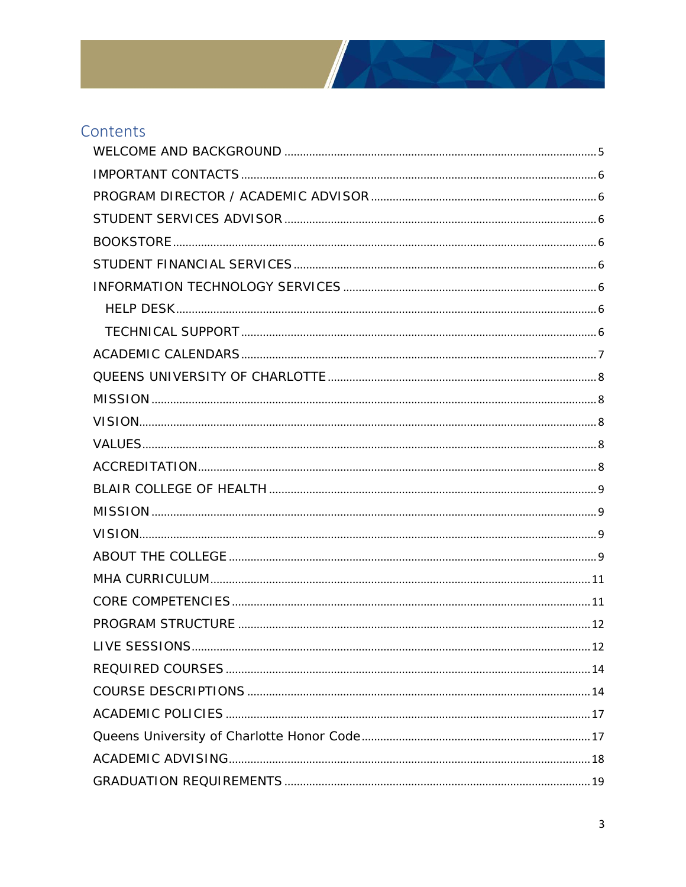## Contents

- WELCOME AND BACKGROUND .......... 5
- IMPORTANT CONTACTS .......... 6
- PROGRAM DIRECTOR / ACADEMIC ADVISOR .......... 6
- STUDENT SERVICES ADVISOR .......... 6
- BOOKSTORE .......... 6
- STUDENT FINANCIAL SERVICES .......... 6
- INFORMATION TECHNOLOGY SERVICES .......... 6
  - HELP DESK .......... 6
  - TECHNICAL SUPPORT .......... 6
- ACADEMIC CALENDARS .......... 7
- QUEENS UNIVERSITY OF CHARLOTTE .......... 8
- MISSION .......... 8
- VISION .......... 8
- VALUES .......... 8
- ACCREDITATION .......... 8
- BLAIR COLLEGE OF HEALTH .......... 9
- MISSION .......... 9
- VISION .......... 9
- ABOUT THE COLLEGE .......... 9
- MHA CURRICULUM .......... 11
- CORE COMPETENCIES .......... 11
- PROGRAM STRUCTURE .......... 12
- LIVE SESSIONS .......... 12
- REQUIRED COURSES .......... 14
- COURSE DESCRIPTIONS .......... 14
- ACADEMIC POLICIES .......... 17
- Queens University of Charlotte Honor Code .......... 17
- ACADEMIC ADVISING .......... 18
- GRADUATION REQUIREMENTS .......... 19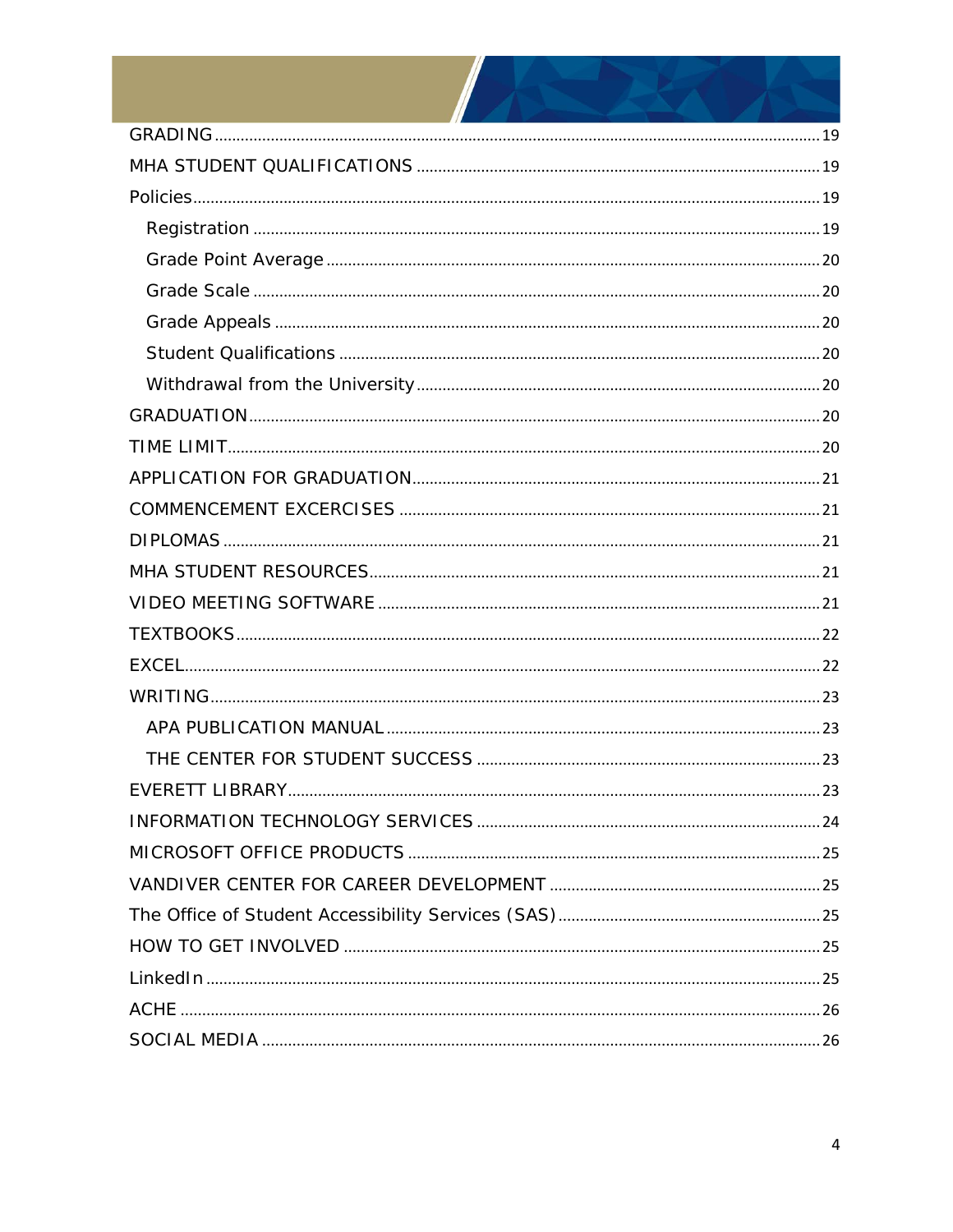GRADING ........ 19
MHA STUDENT QUALIFICATIONS ........ 19
Policies ........ 19
- Registration ........ 19
- Grade Point Average ........ 20
- Grade Scale ........ 20
- Grade Appeals ........ 20
- Student Qualifications ........ 20
- Withdrawal from the University ........ 20

GRADUATION ........ 20
TIME LIMIT ........ 20
APPLICATION FOR GRADUATION ........ 21
COMMENCEMENT EXCERCISES ........ 21
DIPLOMAS ........ 21
MHA STUDENT RESOURCES ........ 21
VIDEO MEETING SOFTWARE ........ 21
TEXTBOOKS ........ 22
EXCEL ........ 22
WRITING ........ 23
- APA PUBLICATION MANUAL ........ 23
- THE CENTER FOR STUDENT SUCCESS ........ 23

EVERETT LIBRARY ........ 23
INFORMATION TECHNOLOGY SERVICES ........ 24
MICROSOFT OFFICE PRODUCTS ........ 25
VANDIVER CENTER FOR CAREER DEVELOPMENT ........ 25
The Office of Student Accessibility Services (SAS) ........ 25
HOW TO GET INVOLVED ........ 25
LinkedIn ........ 25
ACHE ........ 26
SOCIAL MEDIA ........ 26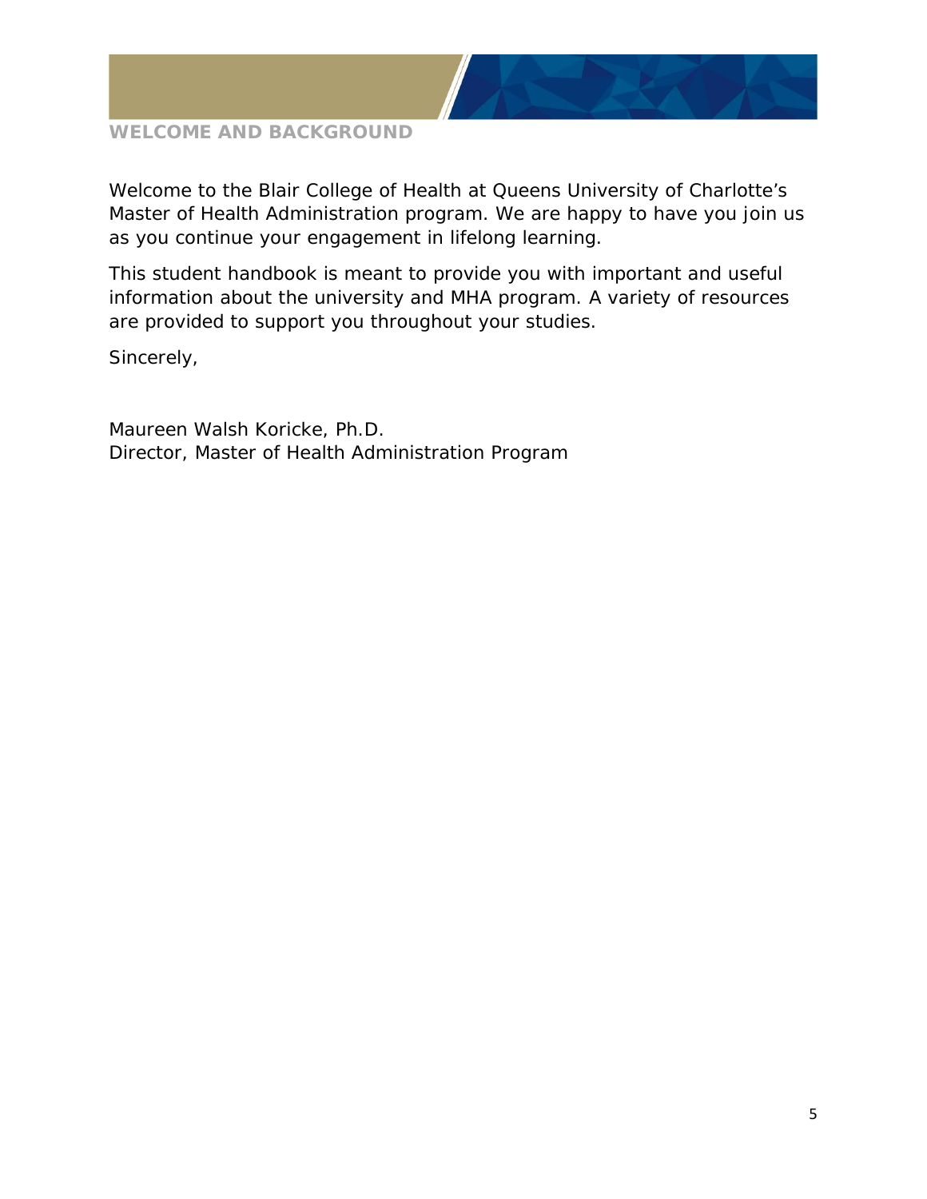# WELCOME AND BACKGROUND

Welcome to the Blair College of Health at Queens University of Charlotte's Master of Health Administration program. We are happy to have you join us as you continue your engagement in lifelong learning.

This student handbook is meant to provide you with important and useful information about the university and MHA program. A variety of resources are provided to support you throughout your studies.

Sincerely,

Maureen Walsh Koricke, Ph.D.  
Director, Master of Health Administration Program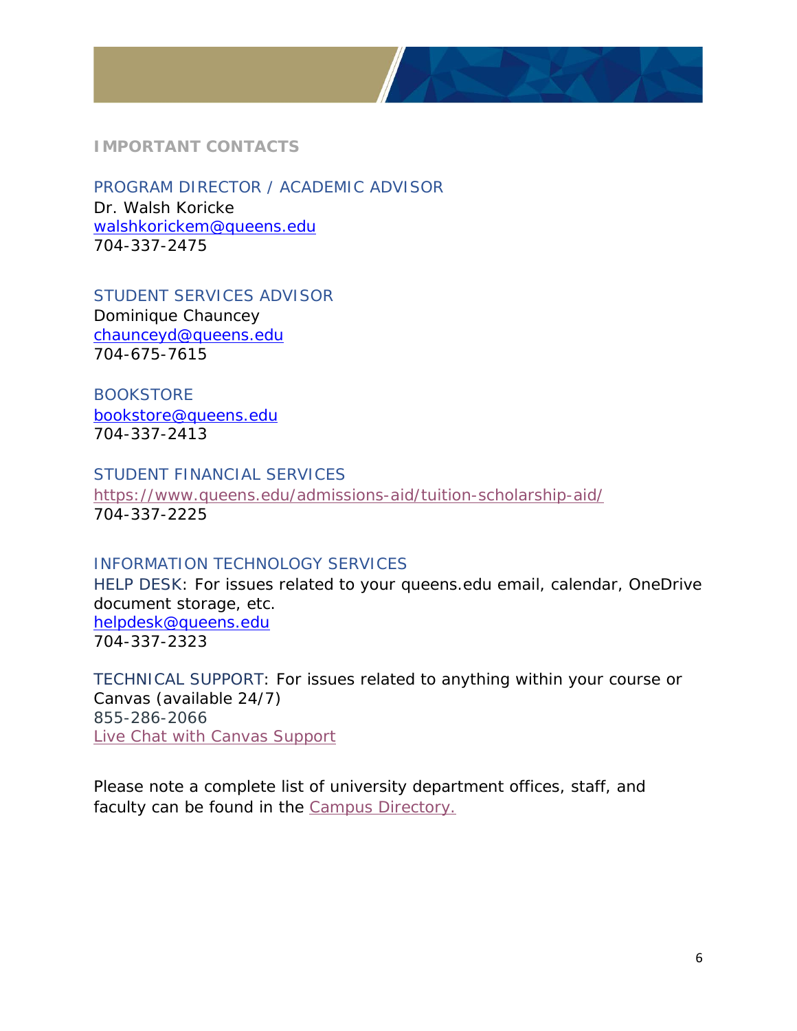## IMPORTANT CONTACTS

### PROGRAM DIRECTOR / ACADEMIC ADVISOR

Dr. Walsh Koricke
walshkorickem@queens.edu
704-337-2475

### STUDENT SERVICES ADVISOR

Dominique Chauncey
chaunceyd@queens.edu
704-675-7615

### BOOKSTORE

bookstore@queens.edu
704-337-2413

### STUDENT FINANCIAL SERVICES

https://www.queens.edu/admissions-aid/tuition-scholarship-aid/
704-337-2225

### INFORMATION TECHNOLOGY SERVICES

HELP DESK: For issues related to your queens.edu email, calendar, OneDrive document storage, etc.
helpdesk@queens.edu
704-337-2323

TECHNICAL SUPPORT: For issues related to anything within your course or Canvas (available 24/7)
855-286-2066
Live Chat with Canvas Support

Please note a complete list of university department offices, staff, and faculty can be found in the Campus Directory.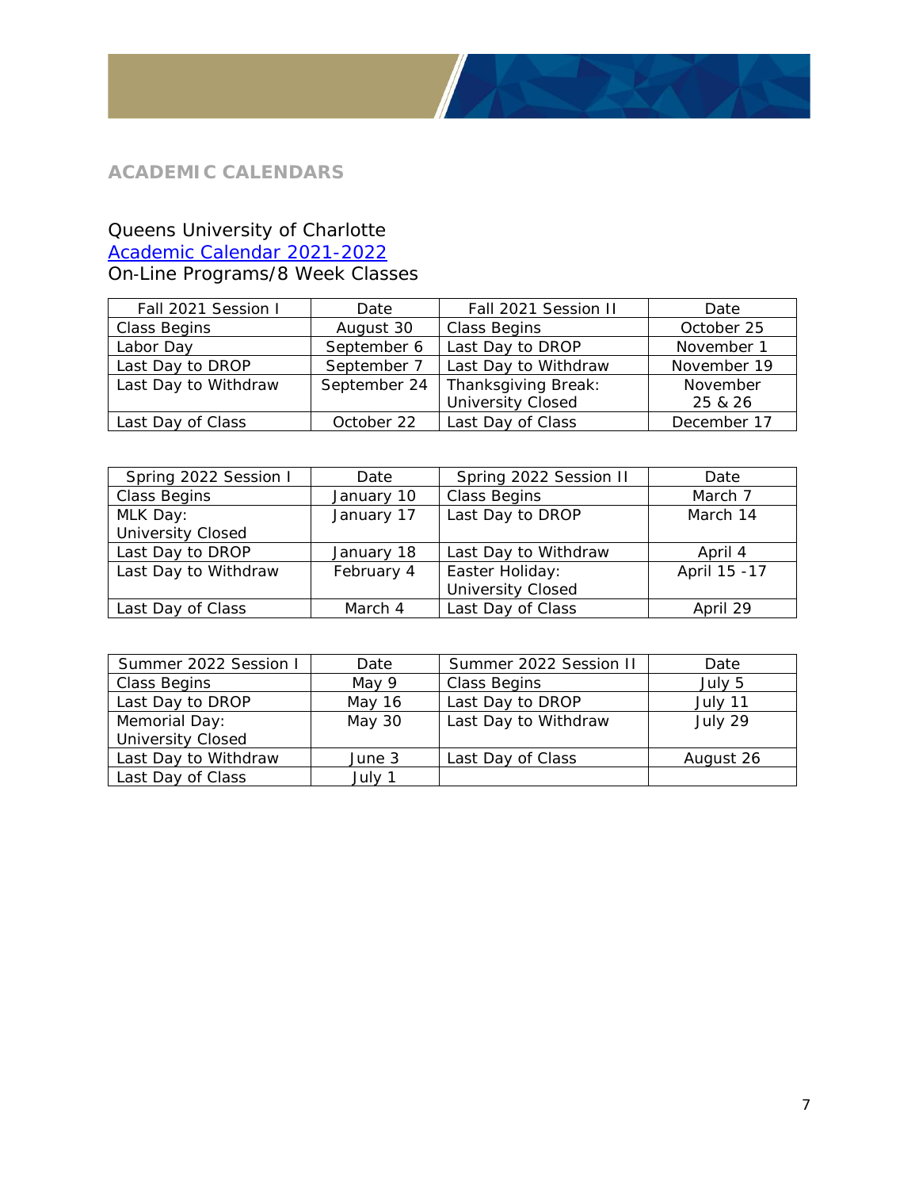## ACADEMIC CALENDARS

Queens University of Charlotte
[Academic Calendar 2021-2022]
On-Line Programs/8 Week Classes

| Fall 2021 Session I | Date | Fall 2021 Session II | Date |
|---|---|---|---|
| Class Begins | August 30 | Class Begins | October 25 |
| Labor Day | September 6 | Last Day to DROP | November 1 |
| Last Day to DROP | September 7 | Last Day to Withdraw | November 19 |
| Last Day to Withdraw | September 24 | Thanksgiving Break: University Closed | November 25 & 26 |
| Last Day of Class | October 22 | Last Day of Class | December 17 |

| Spring 2022 Session I | Date | Spring 2022 Session II | Date |
|---|---|---|---|
| Class Begins | January 10 | Class Begins | March 7 |
| MLK Day: University Closed | January 17 | Last Day to DROP | March 14 |
| Last Day to DROP | January 18 | Last Day to Withdraw | April 4 |
| Last Day to Withdraw | February 4 | Easter Holiday: University Closed | April 15 -17 |
| Last Day of Class | March 4 | Last Day of Class | April 29 |

| Summer 2022 Session I | Date | Summer 2022 Session II | Date |
|---|---|---|---|
| Class Begins | May 9 | Class Begins | July 5 |
| Last Day to DROP | May 16 | Last Day to DROP | July 11 |
| Memorial Day: University Closed | May 30 | Last Day to Withdraw | July 29 |
| Last Day to Withdraw | June 3 | Last Day of Class | August 26 |
| Last Day of Class | July 1 | | |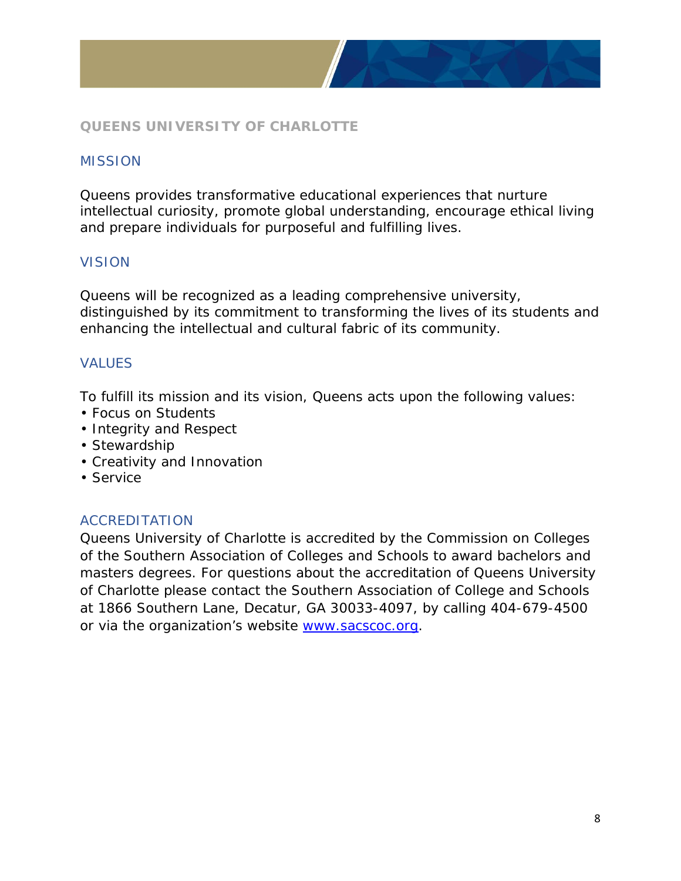## QUEENS UNIVERSITY OF CHARLOTTE

### MISSION

Queens provides transformative educational experiences that nurture intellectual curiosity, promote global understanding, encourage ethical living and prepare individuals for purposeful and fulfilling lives.

### VISION

Queens will be recognized as a leading comprehensive university, distinguished by its commitment to transforming the lives of its students and enhancing the intellectual and cultural fabric of its community.

### VALUES

To fulfill its mission and its vision, Queens acts upon the following values:

- Focus on Students
- Integrity and Respect
- Stewardship
- Creativity and Innovation
- Service

### ACCREDITATION

Queens University of Charlotte is accredited by the Commission on Colleges of the Southern Association of Colleges and Schools to award bachelors and masters degrees. For questions about the accreditation of Queens University of Charlotte please contact the Southern Association of College and Schools at 1866 Southern Lane, Decatur, GA 30033-4097, by calling 404-679-4500 or via the organization's website [www.sacscoc.org](http://www.sacscoc.org).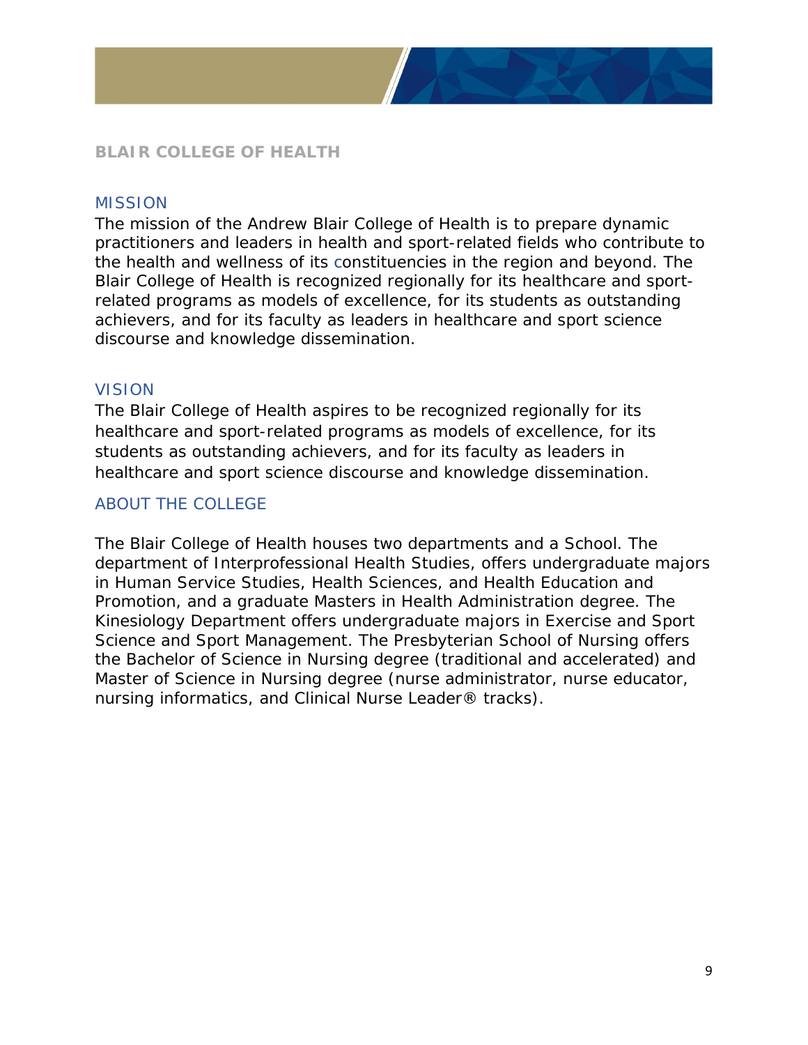# BLAIR COLLEGE OF HEALTH

## MISSION

The mission of the Andrew Blair College of Health is to prepare dynamic practitioners and leaders in health and sport-related fields who contribute to the health and wellness of its constituencies in the region and beyond. The Blair College of Health is recognized regionally for its healthcare and sport-related programs as models of excellence, for its students as outstanding achievers, and for its faculty as leaders in healthcare and sport science discourse and knowledge dissemination.

## VISION

The Blair College of Health aspires to be recognized regionally for its healthcare and sport-related programs as models of excellence, for its students as outstanding achievers, and for its faculty as leaders in healthcare and sport science discourse and knowledge dissemination.

## ABOUT THE COLLEGE

The Blair College of Health houses two departments and a School. The department of Interprofessional Health Studies, offers undergraduate majors in Human Service Studies, Health Sciences, and Health Education and Promotion, and a graduate Masters in Health Administration degree. The Kinesiology Department offers undergraduate majors in Exercise and Sport Science and Sport Management. The Presbyterian School of Nursing offers the Bachelor of Science in Nursing degree (traditional and accelerated) and Master of Science in Nursing degree (nurse administrator, nurse educator, nursing informatics, and Clinical Nurse Leader® tracks).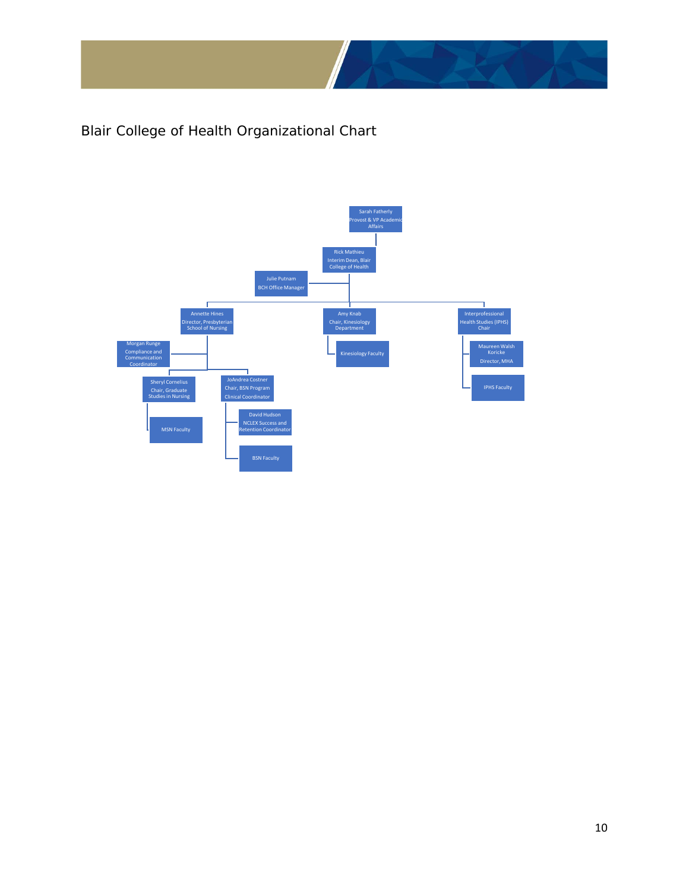# Blair College of Health Organizational Chart

- Sarah Fatherly, Provost & VP Academic Affairs
  - Rick Mathieu, Interim Dean, Blair College of Health
    - Julie Putnam, BCH Office Manager
    - Annette Hines, Director, Presbyterian School of Nursing
      - Morgan Runge, Compliance and Communication Coordinator
      - Sheryl Cornelius, Chair, Graduate Studies in Nursing
        - MSN Faculty
      - JoAndrea Costner, Chair, BSN Program, Clinical Coordinator
        - David Hudson, NCLEX Success and Retention Coordinator
        - BSN Faculty
    - Amy Knab, Chair, Kinesiology Department
      - Kinesiology Faculty
    - Interprofessional Health Studies (IPHS) Chair
      - Maureen Walsh Koricke, Director, MHA
      - IPHS Faculty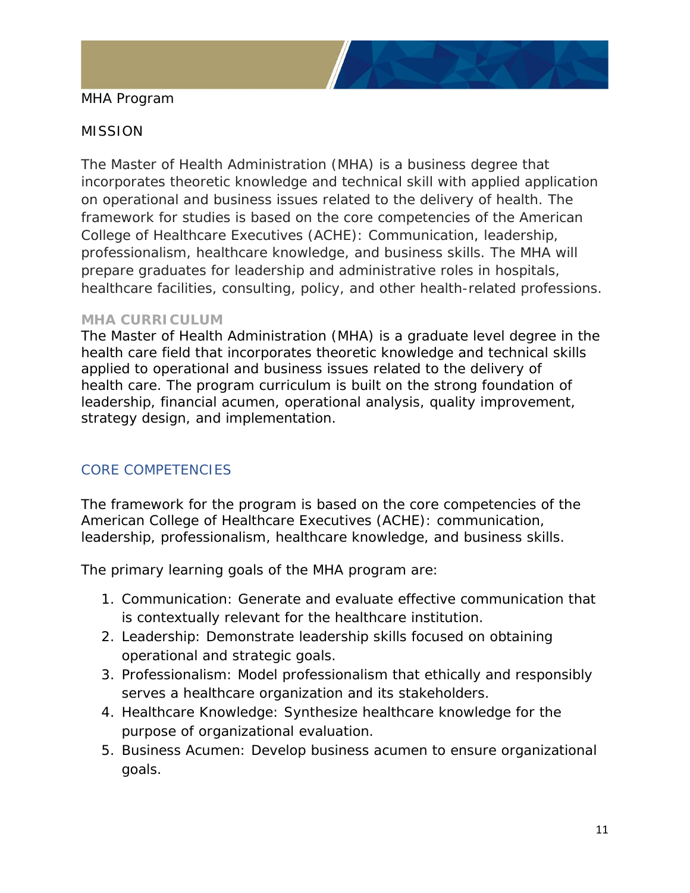MHA Program

## MISSION

The Master of Health Administration (MHA) is a business degree that incorporates theoretic knowledge and technical skill with applied application on operational and business issues related to the delivery of health. The framework for studies is based on the core competencies of the American College of Healthcare Executives (ACHE): Communication, leadership, professionalism, healthcare knowledge, and business skills. The MHA will prepare graduates for leadership and administrative roles in hospitals, healthcare facilities, consulting, policy, and other health-related professions.

### MHA CURRICULUM

The Master of Health Administration (MHA) is a graduate level degree in the health care field that incorporates theoretic knowledge and technical skills applied to operational and business issues related to the delivery of health care. The program curriculum is built on the strong foundation of leadership, financial acumen, operational analysis, quality improvement, strategy design, and implementation.

## CORE COMPETENCIES

The framework for the program is based on the core competencies of the American College of Healthcare Executives (ACHE): communication, leadership, professionalism, healthcare knowledge, and business skills.

The primary learning goals of the MHA program are:

1. Communication: Generate and evaluate effective communication that is contextually relevant for the healthcare institution.
2. Leadership: Demonstrate leadership skills focused on obtaining operational and strategic goals.
3. Professionalism: Model professionalism that ethically and responsibly serves a healthcare organization and its stakeholders.
4. Healthcare Knowledge: Synthesize healthcare knowledge for the purpose of organizational evaluation.
5. Business Acumen: Develop business acumen to ensure organizational goals.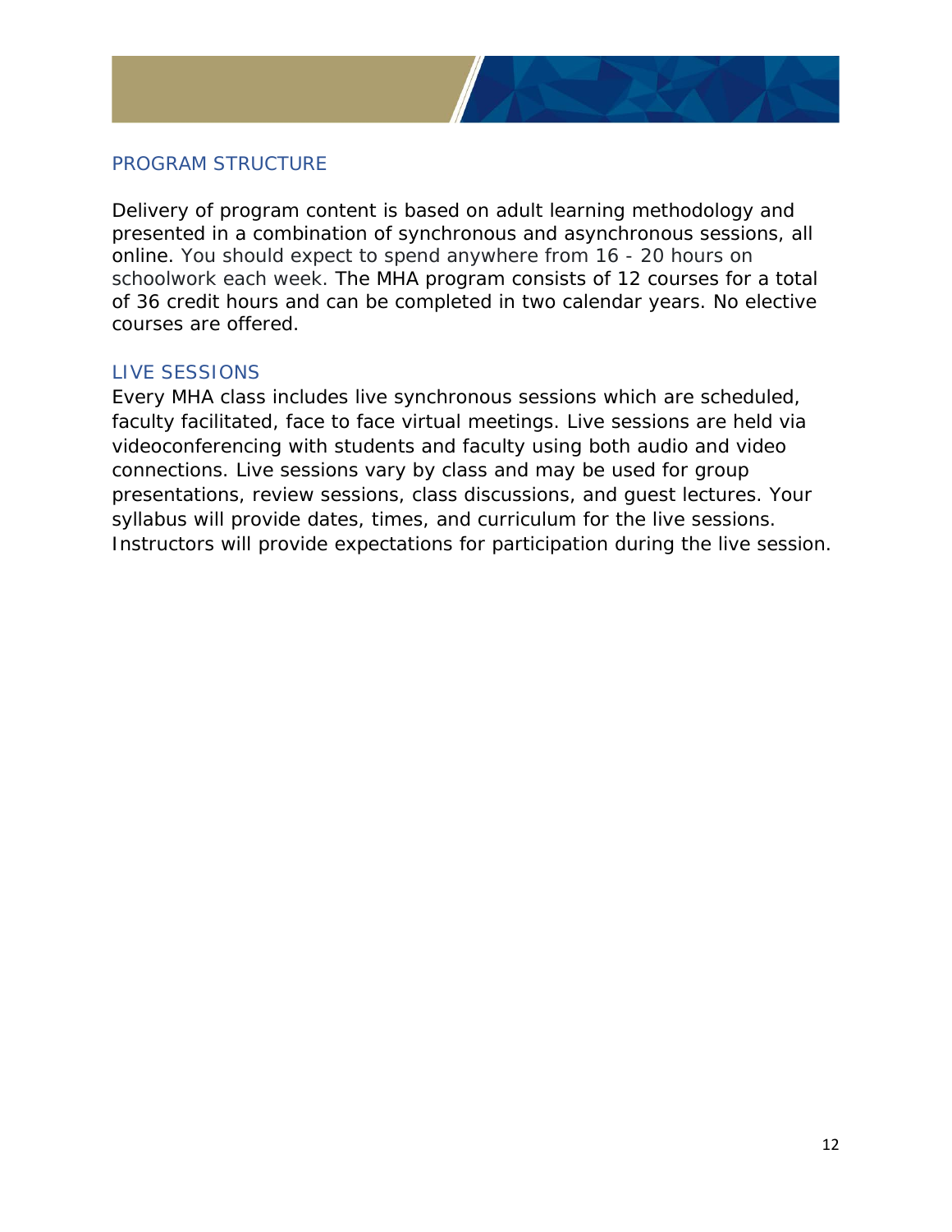## PROGRAM STRUCTURE

Delivery of program content is based on adult learning methodology and presented in a combination of synchronous and asynchronous sessions, all online. You should expect to spend anywhere from 16 - 20 hours on schoolwork each week. The MHA program consists of 12 courses for a total of 36 credit hours and can be completed in two calendar years. No elective courses are offered.

## LIVE SESSIONS

Every MHA class includes live synchronous sessions which are scheduled, faculty facilitated, face to face virtual meetings. Live sessions are held via videoconferencing with students and faculty using both audio and video connections. Live sessions vary by class and may be used for group presentations, review sessions, class discussions, and guest lectures. Your syllabus will provide dates, times, and curriculum for the live sessions. Instructors will provide expectations for participation during the live session.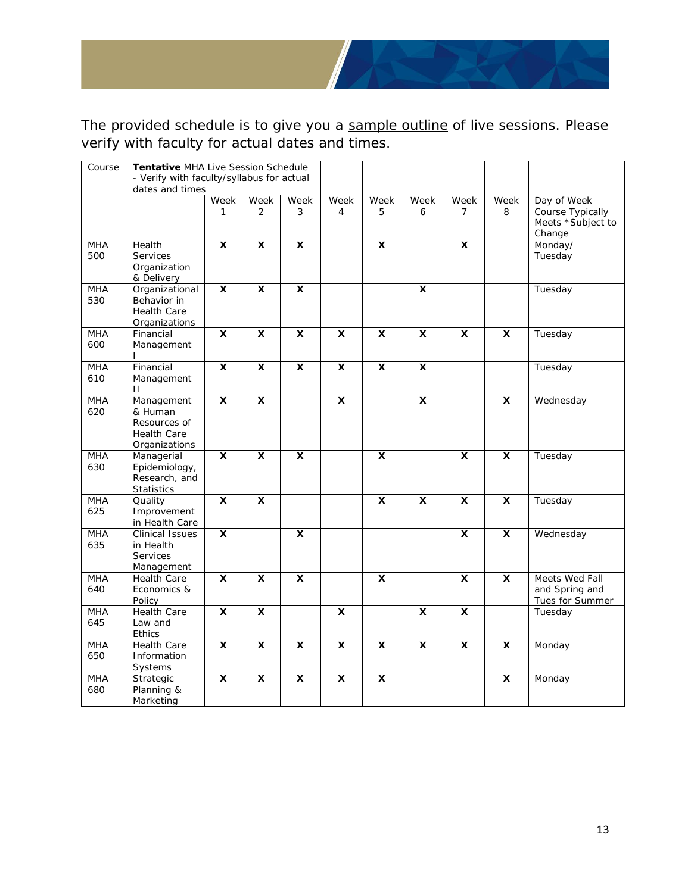The provided schedule is to give you a sample outline of live sessions. Please verify with faculty for actual dates and times.

| Course | **Tentative** MHA Live Session Schedule - Verify with faculty/syllabus for actual dates and times | | | | | | | | | |
|---|---|---|---|---|---|---|---|---|---|---|
| | | Week 1 | Week 2 | Week 3 | Week 4 | Week 5 | Week 6 | Week 7 | Week 8 | Day of Week Course Typically Meets *Subject to Change |
| MHA 500 | Health Services Organization & Delivery | X | X | X | | X | | X | | Monday/ Tuesday |
| MHA 530 | Organizational Behavior in Health Care Organizations | X | X | X | | | X | | | Tuesday |
| MHA 600 | Financial Management I | X | X | X | X | X | X | X | X | Tuesday |
| MHA 610 | Financial Management II | X | X | X | X | X | X | | | Tuesday |
| MHA 620 | Management & Human Resources of Health Care Organizations | X | X | | X | | X | | X | Wednesday |
| MHA 630 | Managerial Epidemiology, Research, and Statistics | X | X | X | | X | | X | X | Tuesday |
| MHA 625 | Quality Improvement in Health Care | X | X | | | X | X | X | X | Tuesday |
| MHA 635 | Clinical Issues in Health Services Management | X | | X | | | | X | X | Wednesday |
| MHA 640 | Health Care Economics & Policy | X | X | X | | X | | X | X | Meets Wed Fall and Spring and Tues for Summer |
| MHA 645 | Health Care Law and Ethics | X | X | | X | | X | X | | Tuesday |
| MHA 650 | Health Care Information Systems | X | X | X | X | X | X | X | X | Monday |
| MHA 680 | Strategic Planning & Marketing | X | X | X | X | X | | | X | Monday |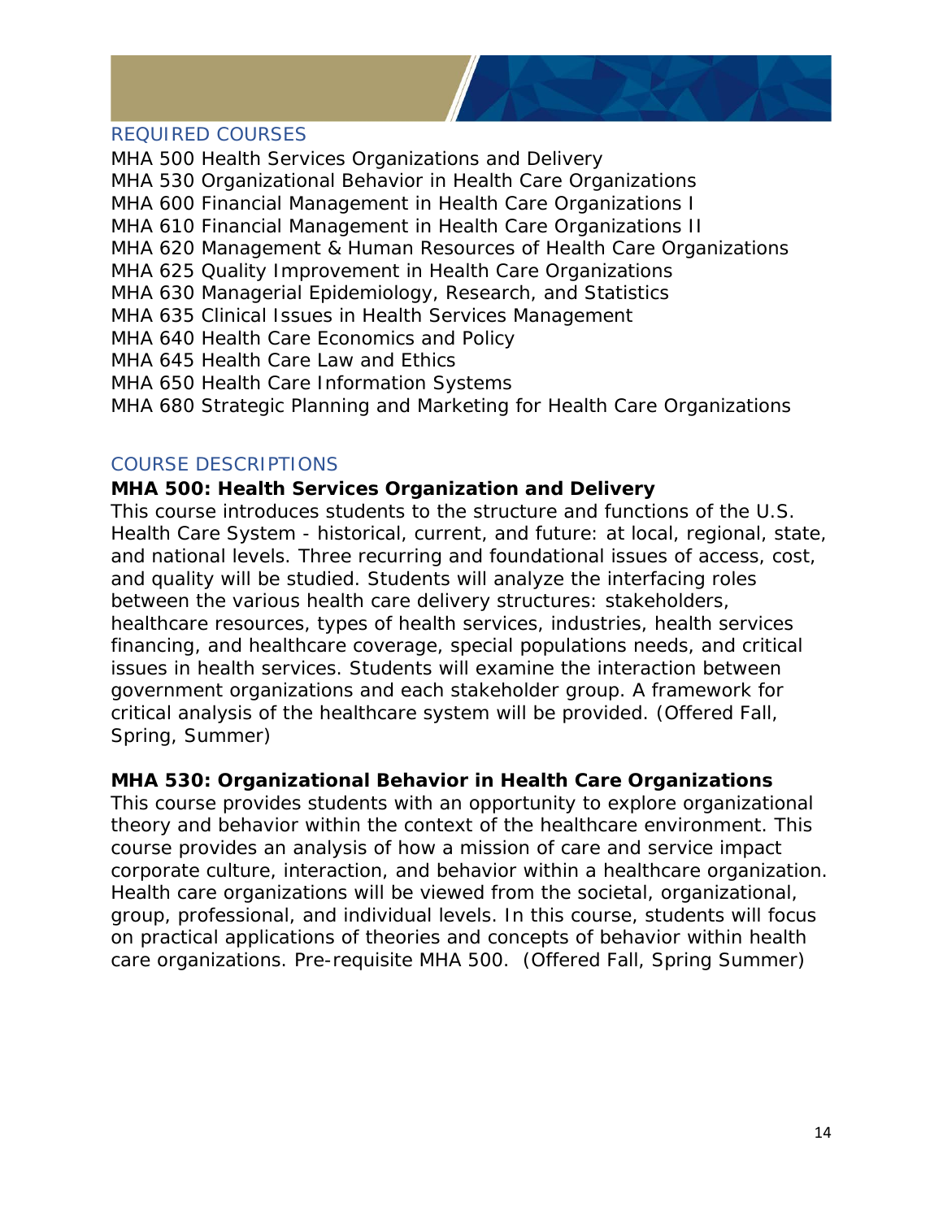## REQUIRED COURSES

MHA 500 Health Services Organizations and Delivery
MHA 530 Organizational Behavior in Health Care Organizations
MHA 600 Financial Management in Health Care Organizations I
MHA 610 Financial Management in Health Care Organizations II
MHA 620 Management & Human Resources of Health Care Organizations
MHA 625 Quality Improvement in Health Care Organizations
MHA 630 Managerial Epidemiology, Research, and Statistics
MHA 635 Clinical Issues in Health Services Management
MHA 640 Health Care Economics and Policy
MHA 645 Health Care Law and Ethics
MHA 650 Health Care Information Systems
MHA 680 Strategic Planning and Marketing for Health Care Organizations

## COURSE DESCRIPTIONS

**MHA 500: Health Services Organization and Delivery**

This course introduces students to the structure and functions of the U.S. Health Care System - historical, current, and future: at local, regional, state, and national levels. Three recurring and foundational issues of access, cost, and quality will be studied. Students will analyze the interfacing roles between the various health care delivery structures: stakeholders, healthcare resources, types of health services, industries, health services financing, and healthcare coverage, special populations needs, and critical issues in health services. Students will examine the interaction between government organizations and each stakeholder group. A framework for critical analysis of the healthcare system will be provided. (Offered Fall, Spring, Summer)

**MHA 530: Organizational Behavior in Health Care Organizations**

This course provides students with an opportunity to explore organizational theory and behavior within the context of the healthcare environment. This course provides an analysis of how a mission of care and service impact corporate culture, interaction, and behavior within a healthcare organization. Health care organizations will be viewed from the societal, organizational, group, professional, and individual levels. In this course, students will focus on practical applications of theories and concepts of behavior within health care organizations. Pre-requisite MHA 500. (Offered Fall, Spring Summer)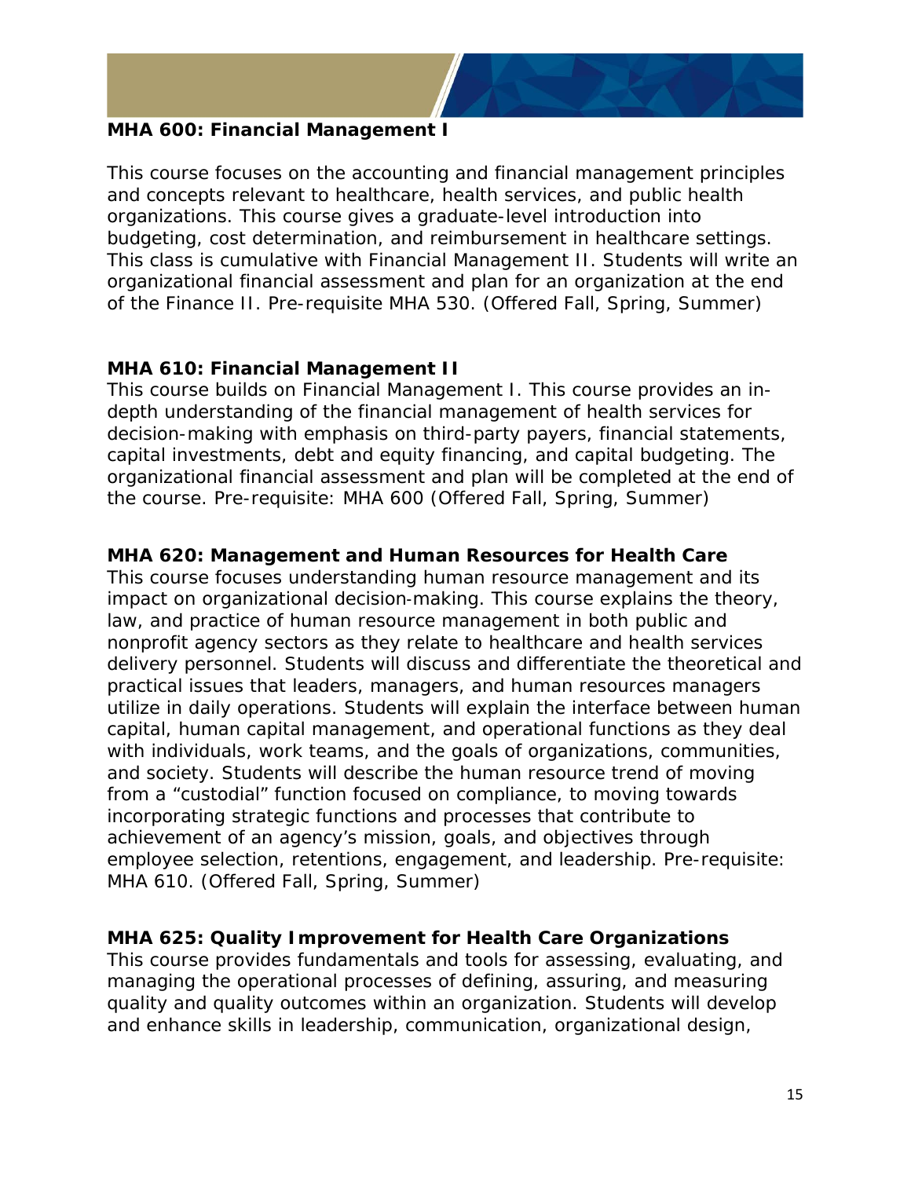**MHA 600: Financial Management I**

This course focuses on the accounting and financial management principles and concepts relevant to healthcare, health services, and public health organizations. This course gives a graduate-level introduction into budgeting, cost determination, and reimbursement in healthcare settings. This class is cumulative with Financial Management II. Students will write an organizational financial assessment and plan for an organization at the end of the Finance II. Pre-requisite MHA 530. (Offered Fall, Spring, Summer)

**MHA 610: Financial Management II**

This course builds on Financial Management I. This course provides an in-depth understanding of the financial management of health services for decision-making with emphasis on third-party payers, financial statements, capital investments, debt and equity financing, and capital budgeting. The organizational financial assessment and plan will be completed at the end of the course. Pre-requisite: MHA 600 (Offered Fall, Spring, Summer)

**MHA 620: Management and Human Resources for Health Care**

This course focuses understanding human resource management and its impact on organizational decision-making. This course explains the theory, law, and practice of human resource management in both public and nonprofit agency sectors as they relate to healthcare and health services delivery personnel. Students will discuss and differentiate the theoretical and practical issues that leaders, managers, and human resources managers utilize in daily operations. Students will explain the interface between human capital, human capital management, and operational functions as they deal with individuals, work teams, and the goals of organizations, communities, and society. Students will describe the human resource trend of moving from a "custodial" function focused on compliance, to moving towards incorporating strategic functions and processes that contribute to achievement of an agency's mission, goals, and objectives through employee selection, retentions, engagement, and leadership. Pre-requisite: MHA 610. (Offered Fall, Spring, Summer)

**MHA 625: Quality Improvement for Health Care Organizations**

This course provides fundamentals and tools for assessing, evaluating, and managing the operational processes of defining, assuring, and measuring quality and quality outcomes within an organization. Students will develop and enhance skills in leadership, communication, organizational design,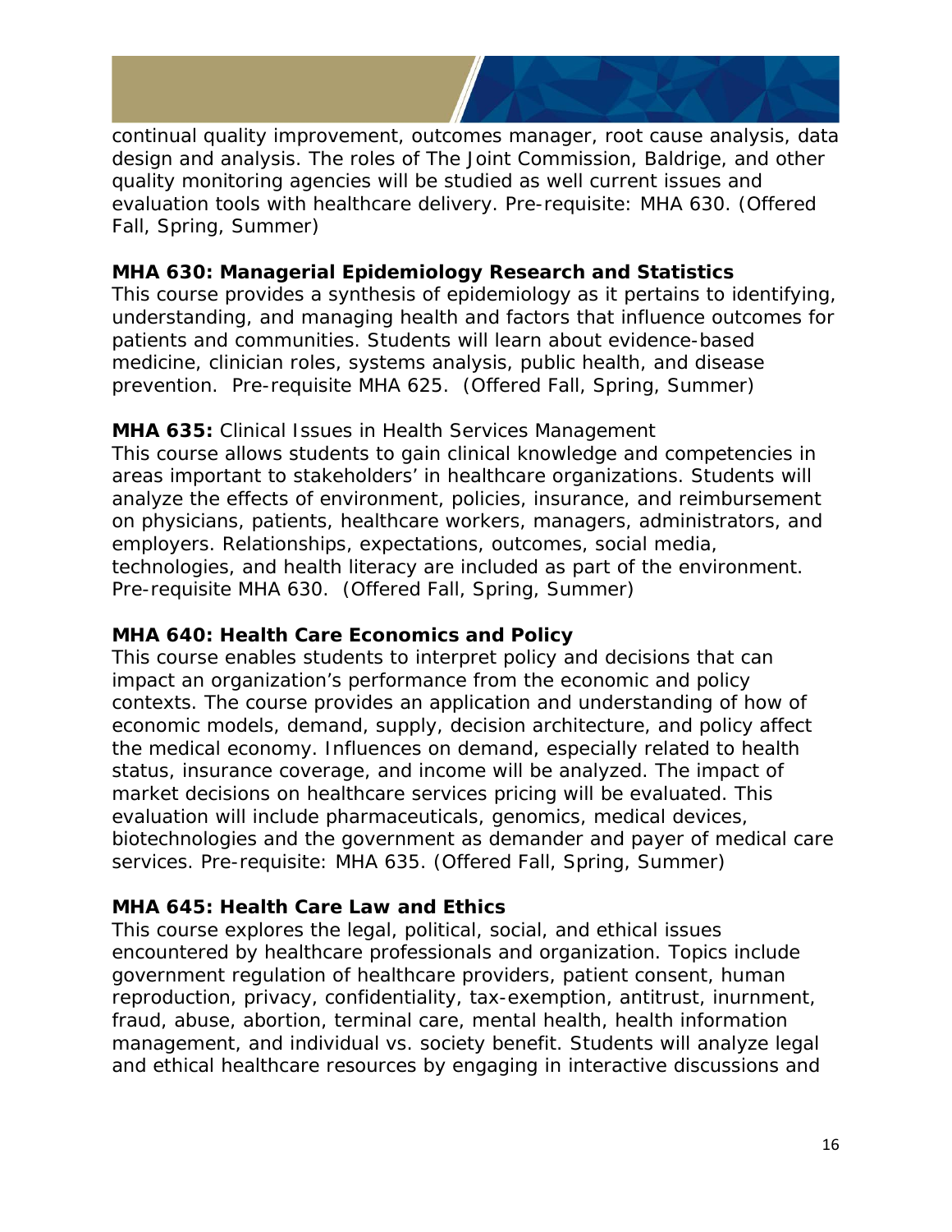continual quality improvement, outcomes manager, root cause analysis, data design and analysis. The roles of The Joint Commission, Baldrige, and other quality monitoring agencies will be studied as well current issues and evaluation tools with healthcare delivery. Pre-requisite: MHA 630. (Offered Fall, Spring, Summer)

**MHA 630: Managerial Epidemiology Research and Statistics**
This course provides a synthesis of epidemiology as it pertains to identifying, understanding, and managing health and factors that influence outcomes for patients and communities. Students will learn about evidence-based medicine, clinician roles, systems analysis, public health, and disease prevention. Pre-requisite MHA 625. (Offered Fall, Spring, Summer)

**MHA 635:** Clinical Issues in Health Services Management
This course allows students to gain clinical knowledge and competencies in areas important to stakeholders' in healthcare organizations. Students will analyze the effects of environment, policies, insurance, and reimbursement on physicians, patients, healthcare workers, managers, administrators, and employers. Relationships, expectations, outcomes, social media, technologies, and health literacy are included as part of the environment. Pre-requisite MHA 630. (Offered Fall, Spring, Summer)

**MHA 640: Health Care Economics and Policy**
This course enables students to interpret policy and decisions that can impact an organization's performance from the economic and policy contexts. The course provides an application and understanding of how of economic models, demand, supply, decision architecture, and policy affect the medical economy. Influences on demand, especially related to health status, insurance coverage, and income will be analyzed. The impact of market decisions on healthcare services pricing will be evaluated. This evaluation will include pharmaceuticals, genomics, medical devices, biotechnologies and the government as demander and payer of medical care services. Pre-requisite: MHA 635. (Offered Fall, Spring, Summer)

**MHA 645: Health Care Law and Ethics**
This course explores the legal, political, social, and ethical issues encountered by healthcare professionals and organization. Topics include government regulation of healthcare providers, patient consent, human reproduction, privacy, confidentiality, tax-exemption, antitrust, inurnment, fraud, abuse, abortion, terminal care, mental health, health information management, and individual vs. society benefit. Students will analyze legal and ethical healthcare resources by engaging in interactive discussions and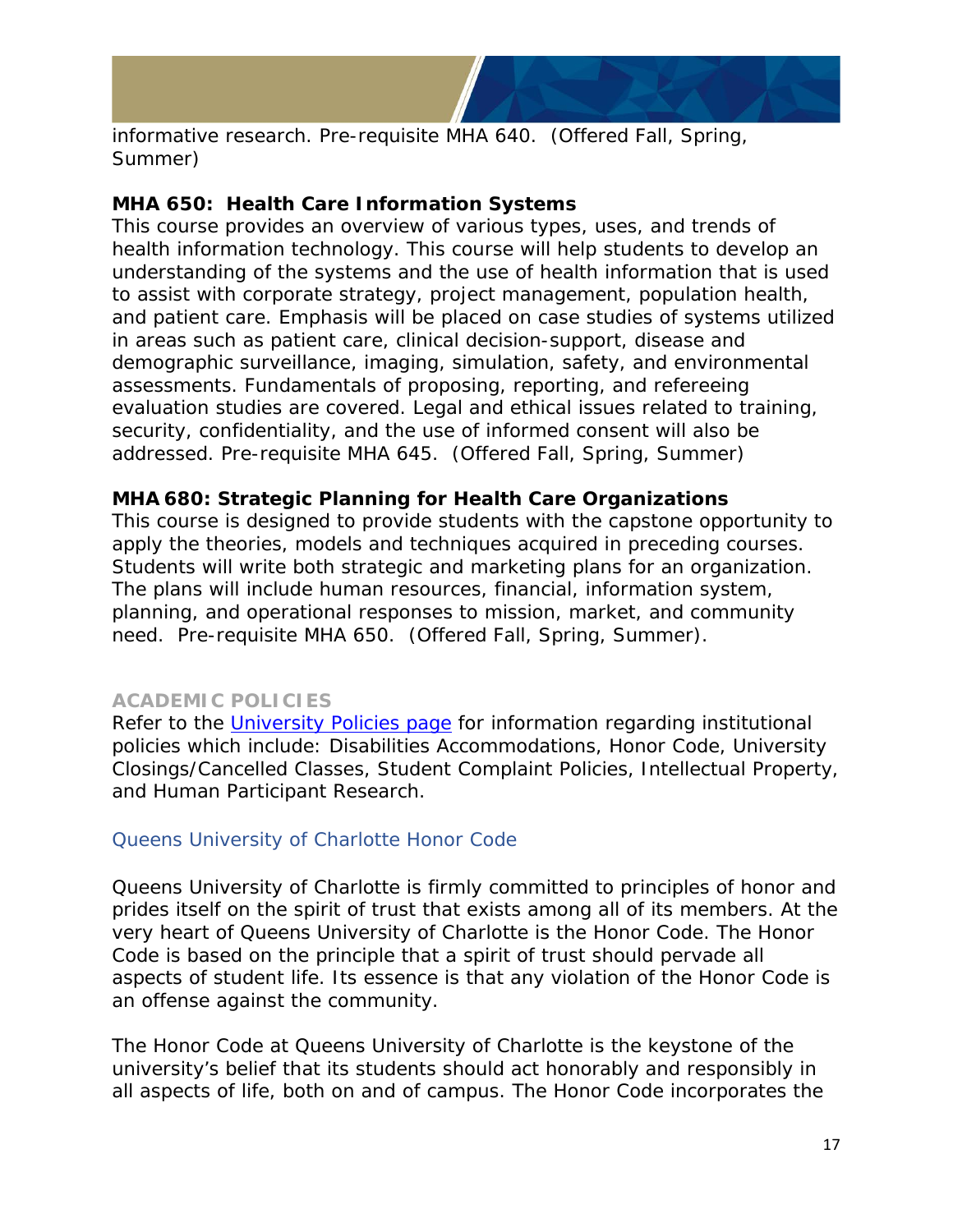informative research. Pre-requisite MHA 640. (Offered Fall, Spring, Summer)

**MHA 650: Health Care Information Systems**

This course provides an overview of various types, uses, and trends of health information technology. This course will help students to develop an understanding of the systems and the use of health information that is used to assist with corporate strategy, project management, population health, and patient care. Emphasis will be placed on case studies of systems utilized in areas such as patient care, clinical decision-support, disease and demographic surveillance, imaging, simulation, safety, and environmental assessments. Fundamentals of proposing, reporting, and refereeing evaluation studies are covered. Legal and ethical issues related to training, security, confidentiality, and the use of informed consent will also be addressed. Pre-requisite MHA 645. (Offered Fall, Spring, Summer)

**MHA 680: Strategic Planning for Health Care Organizations**

This course is designed to provide students with the capstone opportunity to apply the theories, models and techniques acquired in preceding courses. Students will write both strategic and marketing plans for an organization. The plans will include human resources, financial, information system, planning, and operational responses to mission, market, and community need. Pre-requisite MHA 650. (Offered Fall, Spring, Summer).

## ACADEMIC POLICIES

Refer to the University Policies page for information regarding institutional policies which include: Disabilities Accommodations, Honor Code, University Closings/Cancelled Classes, Student Complaint Policies, Intellectual Property, and Human Participant Research.

### Queens University of Charlotte Honor Code

Queens University of Charlotte is firmly committed to principles of honor and prides itself on the spirit of trust that exists among all of its members. At the very heart of Queens University of Charlotte is the Honor Code. The Honor Code is based on the principle that a spirit of trust should pervade all aspects of student life. Its essence is that any violation of the Honor Code is an offense against the community.

The Honor Code at Queens University of Charlotte is the keystone of the university's belief that its students should act honorably and responsibly in all aspects of life, both on and of campus. The Honor Code incorporates the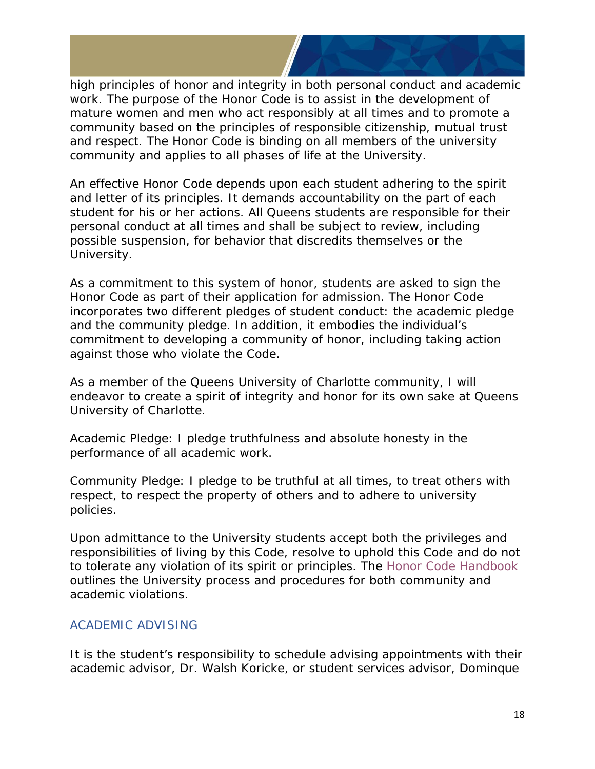high principles of honor and integrity in both personal conduct and academic work. The purpose of the Honor Code is to assist in the development of mature women and men who act responsibly at all times and to promote a community based on the principles of responsible citizenship, mutual trust and respect. The Honor Code is binding on all members of the university community and applies to all phases of life at the University.

An effective Honor Code depends upon each student adhering to the spirit and letter of its principles. It demands accountability on the part of each student for his or her actions. All Queens students are responsible for their personal conduct at all times and shall be subject to review, including possible suspension, for behavior that discredits themselves or the University.

As a commitment to this system of honor, students are asked to sign the Honor Code as part of their application for admission. The Honor Code incorporates two different pledges of student conduct: the academic pledge and the community pledge. In addition, it embodies the individual's commitment to developing a community of honor, including taking action against those who violate the Code.

As a member of the Queens University of Charlotte community, I will endeavor to create a spirit of integrity and honor for its own sake at Queens University of Charlotte.

Academic Pledge: I pledge truthfulness and absolute honesty in the performance of all academic work.

Community Pledge: I pledge to be truthful at all times, to treat others with respect, to respect the property of others and to adhere to university policies.

Upon admittance to the University students accept both the privileges and responsibilities of living by this Code, resolve to uphold this Code and do not to tolerate any violation of its spirit or principles. The Honor Code Handbook outlines the University process and procedures for both community and academic violations.

## ACADEMIC ADVISING

It is the student's responsibility to schedule advising appointments with their academic advisor, Dr. Walsh Koricke, or student services advisor, Dominque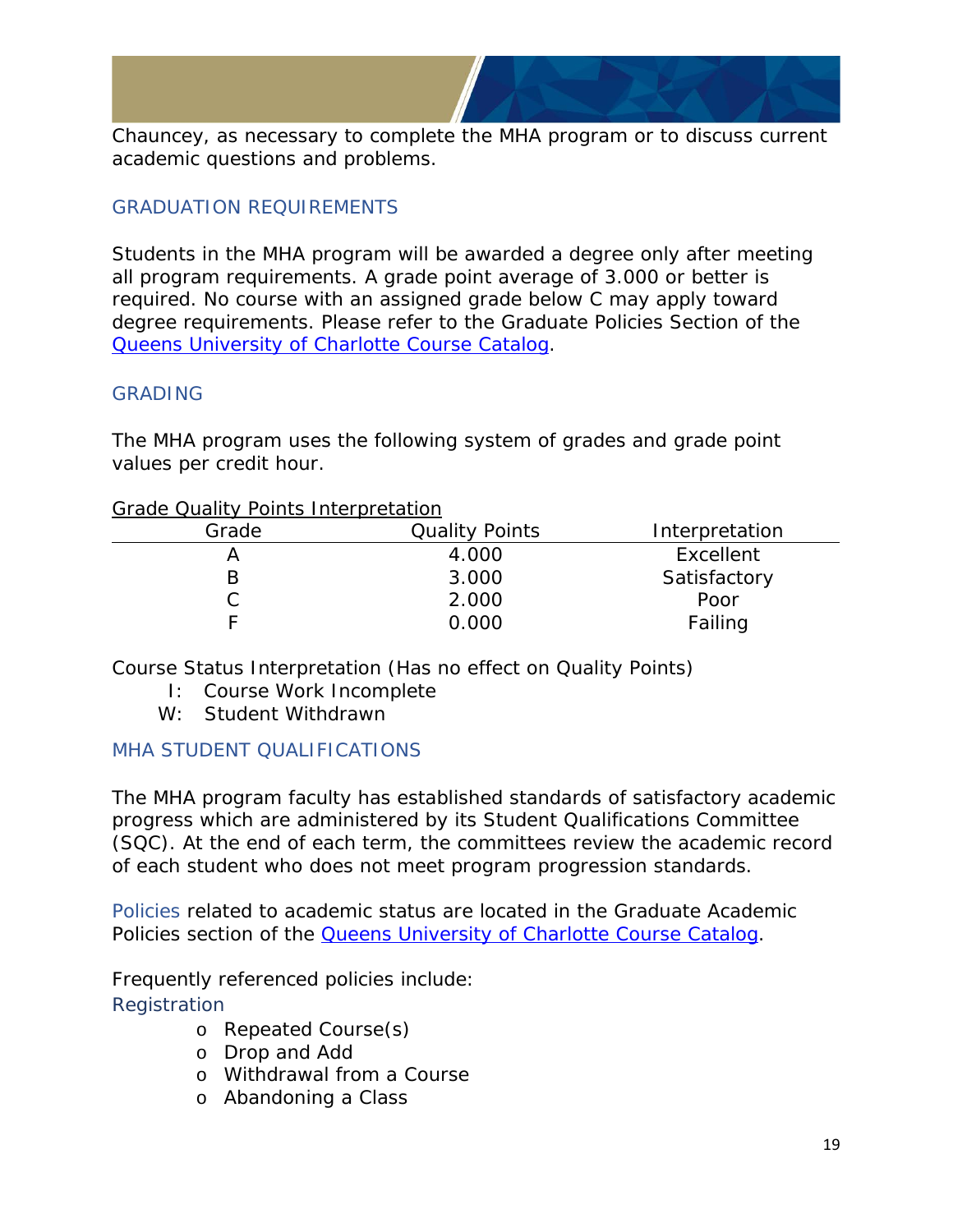Chauncey, as necessary to complete the MHA program or to discuss current academic questions and problems.

## GRADUATION REQUIREMENTS

Students in the MHA program will be awarded a degree only after meeting all program requirements. A grade point average of 3.000 or better is required. No course with an assigned grade below C may apply toward degree requirements. Please refer to the Graduate Policies Section of the [Queens University of Charlotte Course Catalog](Queens University of Charlotte Course Catalog).

## GRADING

The MHA program uses the following system of grades and grade point values per credit hour.

Grade Quality Points Interpretation

| Grade | Quality Points | Interpretation |
|---|---|---|
| A | 4.000 | Excellent |
| B | 3.000 | Satisfactory |
| C | 2.000 | Poor |
| F | 0.000 | Failing |

Course Status Interpretation (Has no effect on Quality Points)

- I: Course Work Incomplete
- W: Student Withdrawn

## MHA STUDENT QUALIFICATIONS

The MHA program faculty has established standards of satisfactory academic progress which are administered by its Student Qualifications Committee (SQC). At the end of each term, the committees review the academic record of each student who does not meet program progression standards.

Policies related to academic status are located in the Graduate Academic Policies section of the [Queens University of Charlotte Course Catalog](Queens University of Charlotte Course Catalog).

Frequently referenced policies include:

Registration

- Repeated Course(s)
- Drop and Add
- Withdrawal from a Course
- Abandoning a Class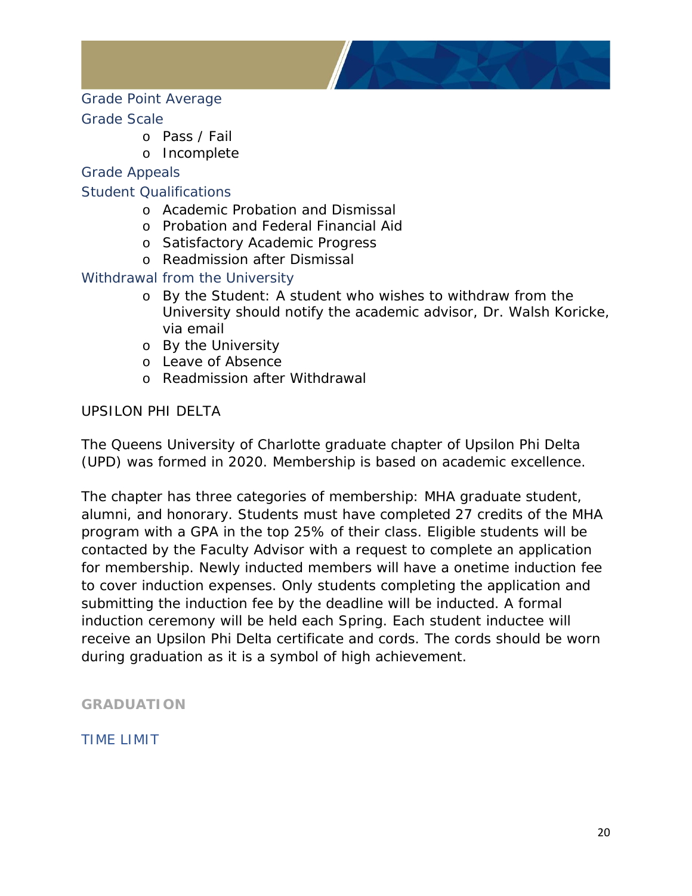### Grade Point Average

### Grade Scale

- Pass / Fail
- Incomplete

### Grade Appeals

### Student Qualifications

- Academic Probation and Dismissal
- Probation and Federal Financial Aid
- Satisfactory Academic Progress
- Readmission after Dismissal

### Withdrawal from the University

- By the Student: A student who wishes to withdraw from the University should notify the academic advisor, Dr. Walsh Koricke, via email
- By the University
- Leave of Absence
- Readmission after Withdrawal

UPSILON PHI DELTA

The Queens University of Charlotte graduate chapter of Upsilon Phi Delta (UPD) was formed in 2020. Membership is based on academic excellence.

The chapter has three categories of membership: MHA graduate student, alumni, and honorary. Students must have completed 27 credits of the MHA program with a GPA in the top 25% of their class. Eligible students will be contacted by the Faculty Advisor with a request to complete an application for membership. Newly inducted members will have a onetime induction fee to cover induction expenses. Only students completing the application and submitting the induction fee by the deadline will be inducted. A formal induction ceremony will be held each Spring. Each student inductee will receive an Upsilon Phi Delta certificate and cords. The cords should be worn during graduation as it is a symbol of high achievement.

## GRADUATION

### TIME LIMIT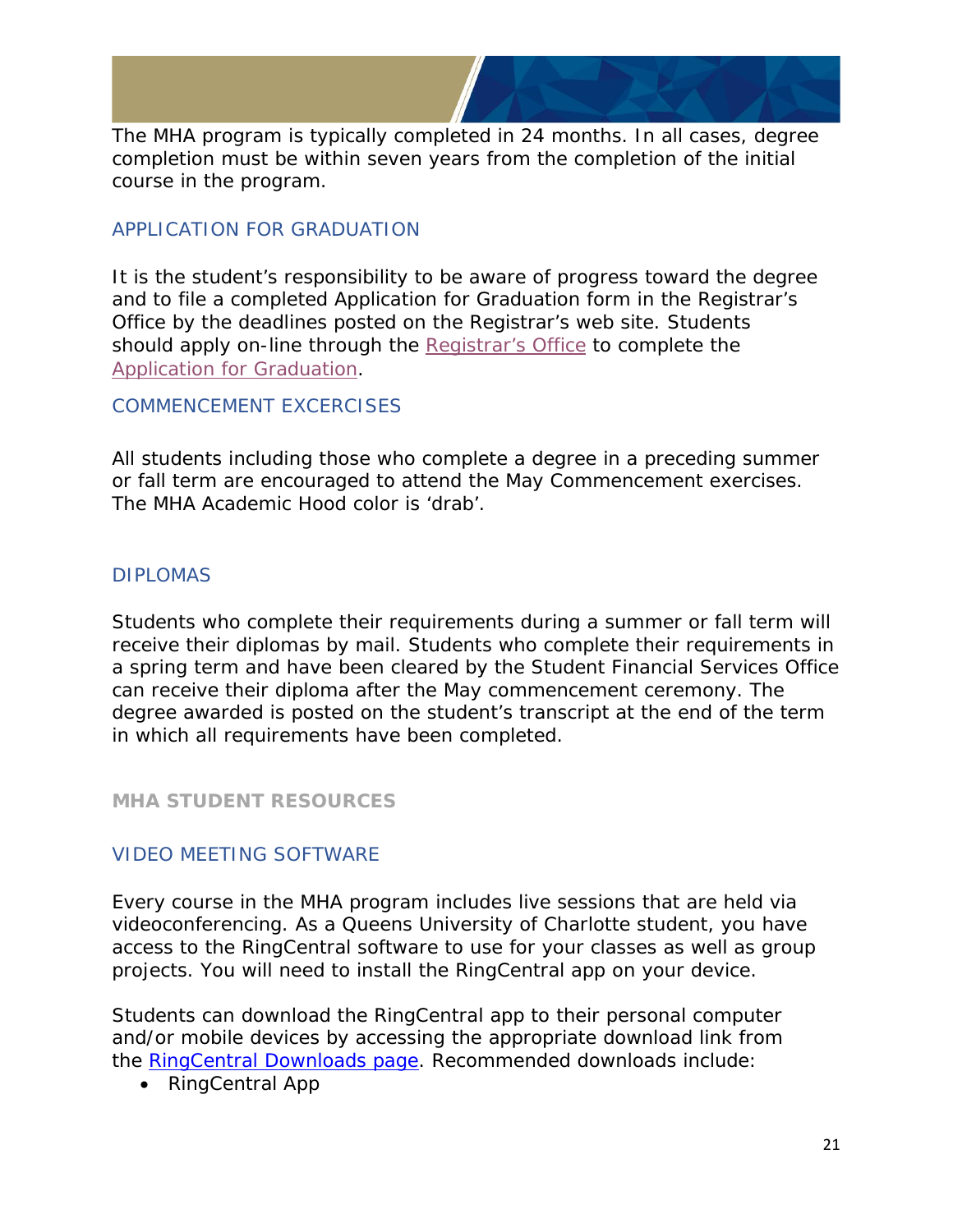The MHA program is typically completed in 24 months. In all cases, degree completion must be within seven years from the completion of the initial course in the program.

## APPLICATION FOR GRADUATION

It is the student's responsibility to be aware of progress toward the degree and to file a completed Application for Graduation form in the Registrar's Office by the deadlines posted on the Registrar's web site. Students should apply on-line through the Registrar's Office to complete the Application for Graduation.

## COMMENCEMENT EXCERCISES

All students including those who complete a degree in a preceding summer or fall term are encouraged to attend the May Commencement exercises. The MHA Academic Hood color is 'drab'.

## DIPLOMAS

Students who complete their requirements during a summer or fall term will receive their diplomas by mail. Students who complete their requirements in a spring term and have been cleared by the Student Financial Services Office can receive their diploma after the May commencement ceremony. The degree awarded is posted on the student's transcript at the end of the term in which all requirements have been completed.

# MHA STUDENT RESOURCES

## VIDEO MEETING SOFTWARE

Every course in the MHA program includes live sessions that are held via videoconferencing. As a Queens University of Charlotte student, you have access to the RingCentral software to use for your classes as well as group projects. You will need to install the RingCentral app on your device.

Students can download the RingCentral app to their personal computer and/or mobile devices by accessing the appropriate download link from the RingCentral Downloads page. Recommended downloads include:

- RingCentral App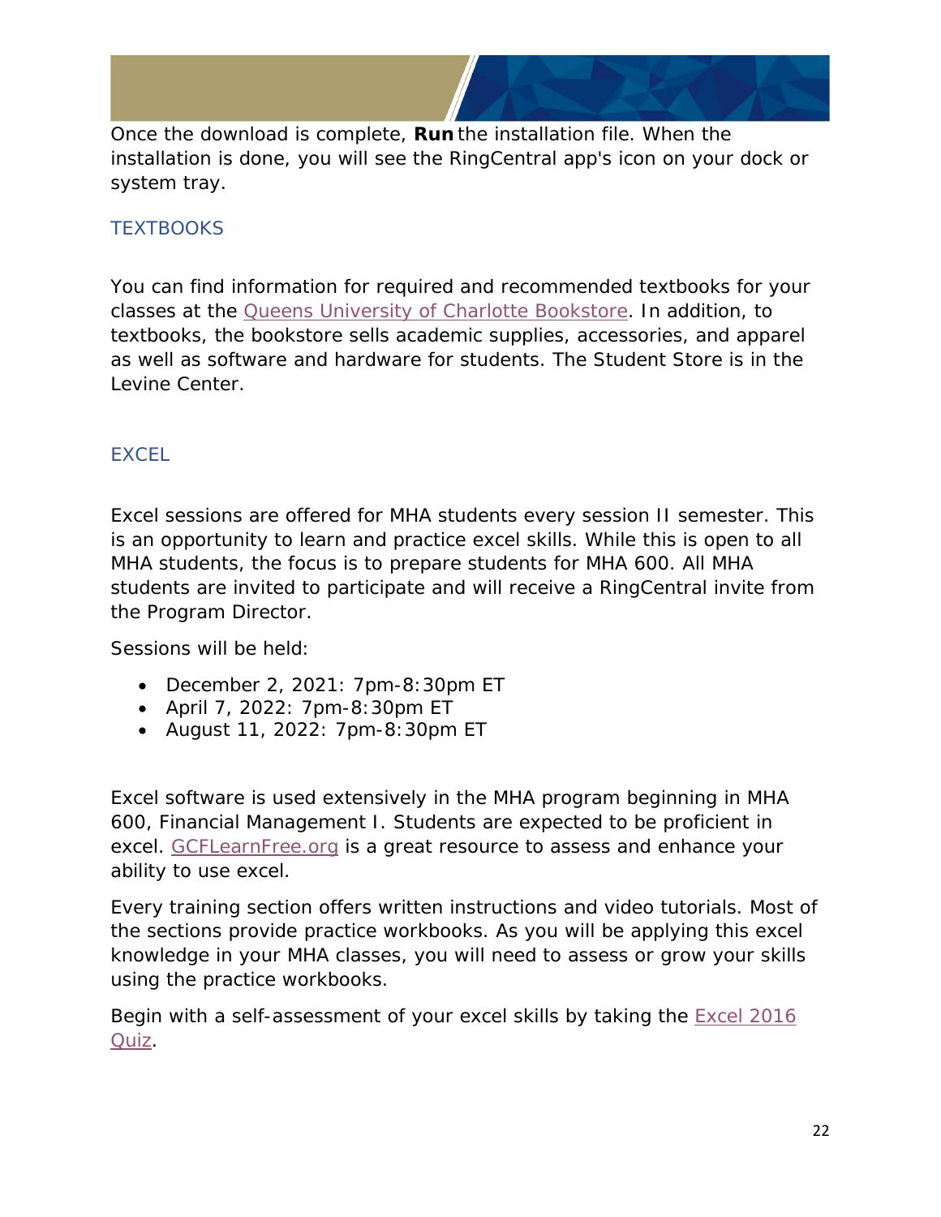Once the download is complete, **Run** the installation file. When the installation is done, you will see the RingCentral app's icon on your dock or system tray.

## TEXTBOOKS

You can find information for required and recommended textbooks for your classes at the Queens University of Charlotte Bookstore. In addition, to textbooks, the bookstore sells academic supplies, accessories, and apparel as well as software and hardware for students. The Student Store is in the Levine Center.

## EXCEL

Excel sessions are offered for MHA students every session II semester. This is an opportunity to learn and practice excel skills. While this is open to all MHA students, the focus is to prepare students for MHA 600. All MHA students are invited to participate and will receive a RingCentral invite from the Program Director.

Sessions will be held:

- December 2, 2021: 7pm-8:30pm ET
- April 7, 2022: 7pm-8:30pm ET
- August 11, 2022: 7pm-8:30pm ET

Excel software is used extensively in the MHA program beginning in MHA 600, Financial Management I. Students are expected to be proficient in excel. GCFLearnFree.org is a great resource to assess and enhance your ability to use excel.

Every training section offers written instructions and video tutorials. Most of the sections provide practice workbooks. As you will be applying this excel knowledge in your MHA classes, you will need to assess or grow your skills using the practice workbooks.

Begin with a self-assessment of your excel skills by taking the Excel 2016 Quiz.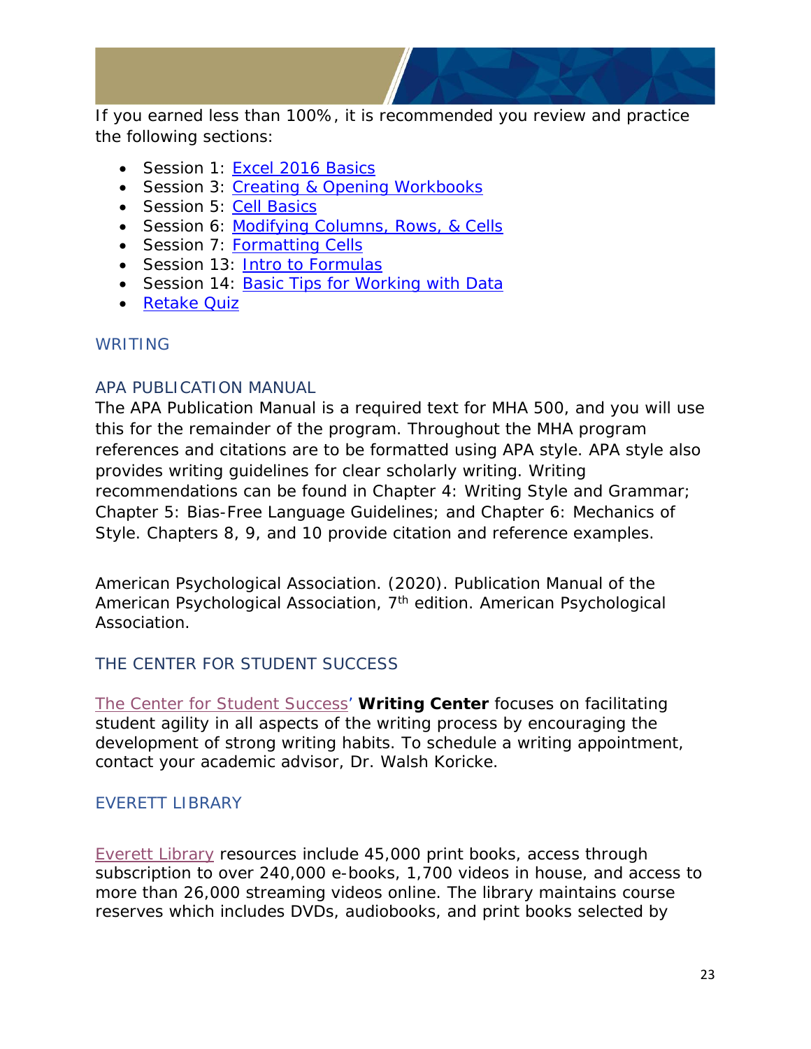If you earned less than 100%, it is recommended you review and practice the following sections:

- Session 1: Excel 2016 Basics
- Session 3: Creating & Opening Workbooks
- Session 5: Cell Basics
- Session 6: Modifying Columns, Rows, & Cells
- Session 7: Formatting Cells
- Session 13: Intro to Formulas
- Session 14: Basic Tips for Working with Data
- Retake Quiz

## WRITING

### APA PUBLICATION MANUAL

The APA Publication Manual is a required text for MHA 500, and you will use this for the remainder of the program. Throughout the MHA program references and citations are to be formatted using APA style. APA style also provides writing guidelines for clear scholarly writing. Writing recommendations can be found in Chapter 4: Writing Style and Grammar; Chapter 5: Bias-Free Language Guidelines; and Chapter 6: Mechanics of Style. Chapters 8, 9, and 10 provide citation and reference examples.

American Psychological Association. (2020). Publication Manual of the American Psychological Association, 7th edition. American Psychological Association.

### THE CENTER FOR STUDENT SUCCESS

The Center for Student Success' **Writing Center** focuses on facilitating student agility in all aspects of the writing process by encouraging the development of strong writing habits. To schedule a writing appointment, contact your academic advisor, Dr. Walsh Koricke.

### EVERETT LIBRARY

Everett Library resources include 45,000 print books, access through subscription to over 240,000 e-books, 1,700 videos in house, and access to more than 26,000 streaming videos online. The library maintains course reserves which includes DVDs, audiobooks, and print books selected by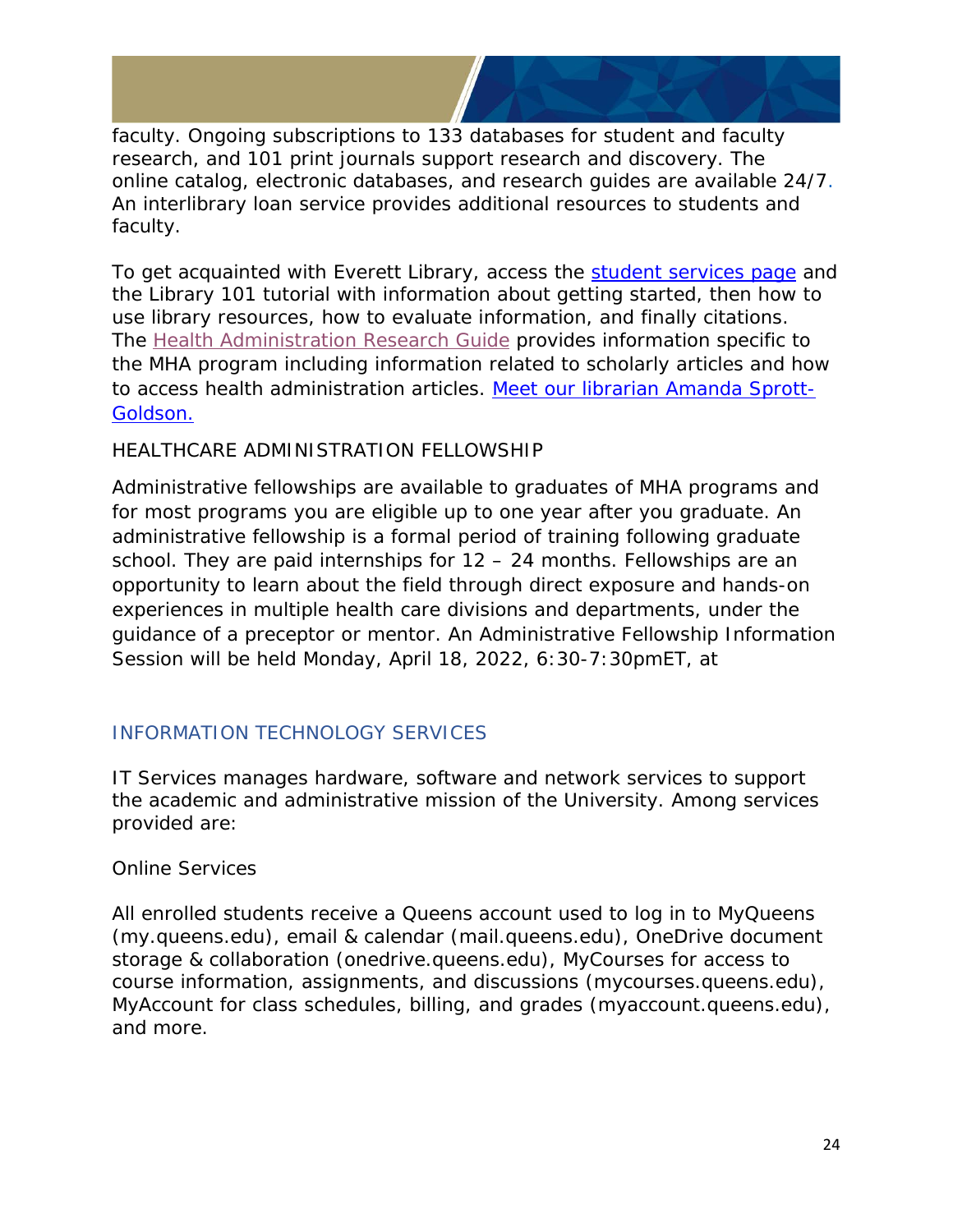faculty. Ongoing subscriptions to 133 databases for student and faculty research, and 101 print journals support research and discovery. The online catalog, electronic databases, and research guides are available 24/7. An interlibrary loan service provides additional resources to students and faculty.

To get acquainted with Everett Library, access the student services page and the Library 101 tutorial with information about getting started, then how to use library resources, how to evaluate information, and finally citations. The Health Administration Research Guide provides information specific to the MHA program including information related to scholarly articles and how to access health administration articles. Meet our librarian Amanda Sprott-Goldson.

HEALTHCARE ADMINISTRATION FELLOWSHIP

Administrative fellowships are available to graduates of MHA programs and for most programs you are eligible up to one year after you graduate. An administrative fellowship is a formal period of training following graduate school. They are paid internships for 12 – 24 months. Fellowships are an opportunity to learn about the field through direct exposure and hands-on experiences in multiple health care divisions and departments, under the guidance of a preceptor or mentor. An Administrative Fellowship Information Session will be held Monday, April 18, 2022, 6:30-7:30pmET, at

## INFORMATION TECHNOLOGY SERVICES

IT Services manages hardware, software and network services to support the academic and administrative mission of the University. Among services provided are:

Online Services

All enrolled students receive a Queens account used to log in to MyQueens (my.queens.edu), email & calendar (mail.queens.edu), OneDrive document storage & collaboration (onedrive.queens.edu), MyCourses for access to course information, assignments, and discussions (mycourses.queens.edu), MyAccount for class schedules, billing, and grades (myaccount.queens.edu), and more.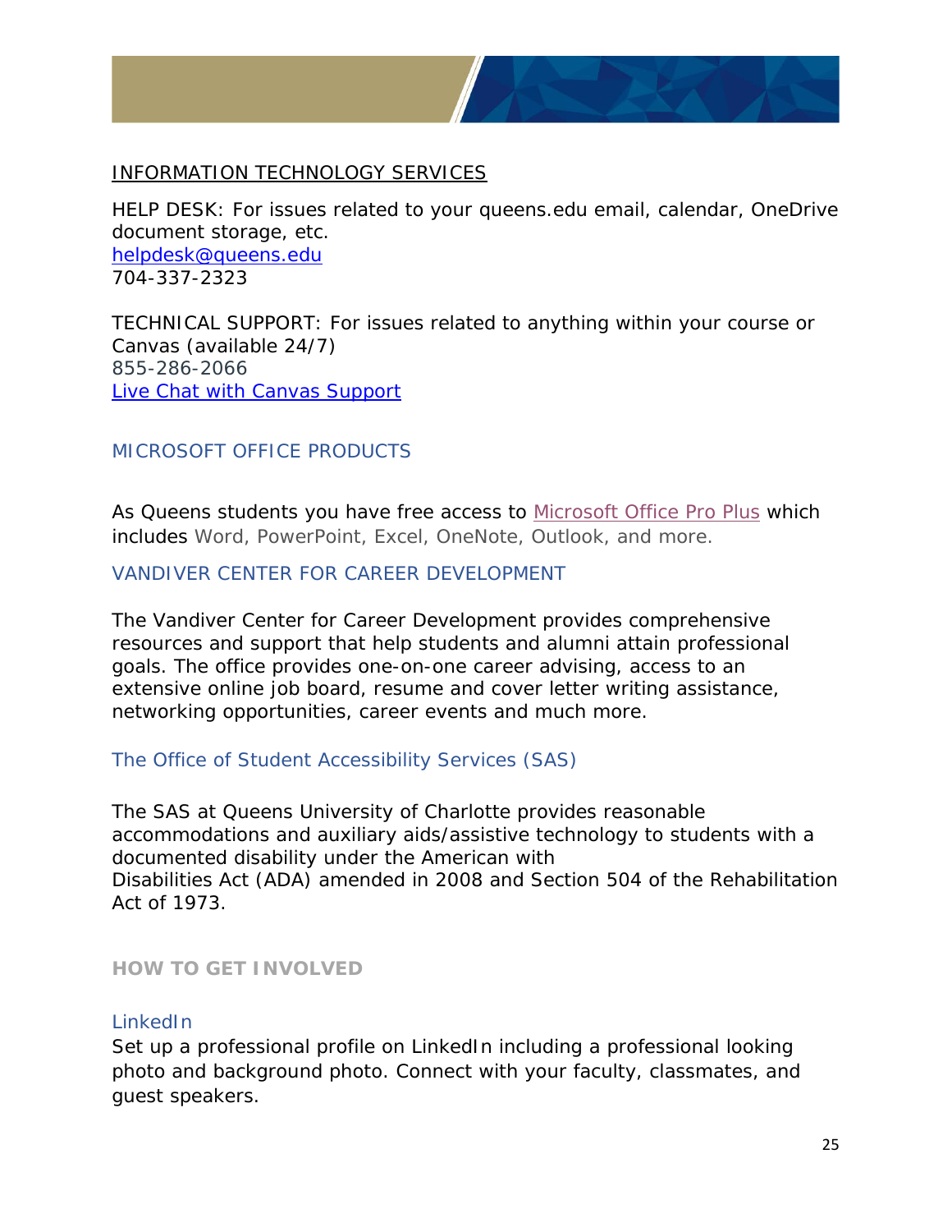## INFORMATION TECHNOLOGY SERVICES

HELP DESK: For issues related to your queens.edu email, calendar, OneDrive document storage, etc.
helpdesk@queens.edu
704-337-2323

TECHNICAL SUPPORT: For issues related to anything within your course or Canvas (available 24/7)
855-286-2066
Live Chat with Canvas Support

## MICROSOFT OFFICE PRODUCTS

As Queens students you have free access to Microsoft Office Pro Plus which includes Word, PowerPoint, Excel, OneNote, Outlook, and more.

## VANDIVER CENTER FOR CAREER DEVELOPMENT

The Vandiver Center for Career Development provides comprehensive resources and support that help students and alumni attain professional goals. The office provides one-on-one career advising, access to an extensive online job board, resume and cover letter writing assistance, networking opportunities, career events and much more.

## The Office of Student Accessibility Services (SAS)

The SAS at Queens University of Charlotte provides reasonable accommodations and auxiliary aids/assistive technology to students with a documented disability under the American with Disabilities Act (ADA) amended in 2008 and Section 504 of the Rehabilitation Act of 1973.

## HOW TO GET INVOLVED

### LinkedIn

Set up a professional profile on LinkedIn including a professional looking photo and background photo. Connect with your faculty, classmates, and guest speakers.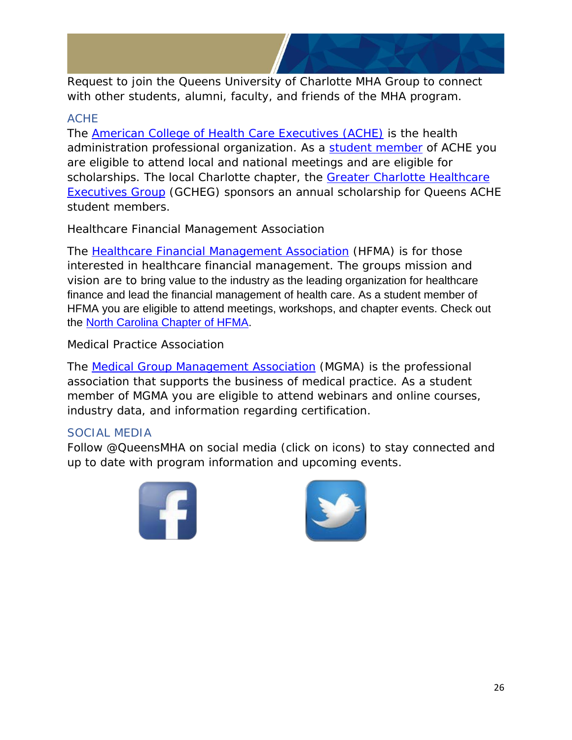Request to join the Queens University of Charlotte MHA Group to connect with other students, alumni, faculty, and friends of the MHA program.

## ACHE

The American College of Health Care Executives (ACHE) is the health administration professional organization. As a student member of ACHE you are eligible to attend local and national meetings and are eligible for scholarships. The local Charlotte chapter, the Greater Charlotte Healthcare Executives Group (GCHEG) sponsors an annual scholarship for Queens ACHE student members.

Healthcare Financial Management Association

The Healthcare Financial Management Association (HFMA) is for those interested in healthcare financial management. The groups mission and vision are to bring value to the industry as the leading organization for healthcare finance and lead the financial management of health care. As a student member of HFMA you are eligible to attend meetings, workshops, and chapter events. Check out the North Carolina Chapter of HFMA.

Medical Practice Association

The Medical Group Management Association (MGMA) is the professional association that supports the business of medical practice. As a student member of MGMA you are eligible to attend webinars and online courses, industry data, and information regarding certification.

## SOCIAL MEDIA

Follow @QueensMHA on social media (click on icons) to stay connected and up to date with program information and upcoming events.